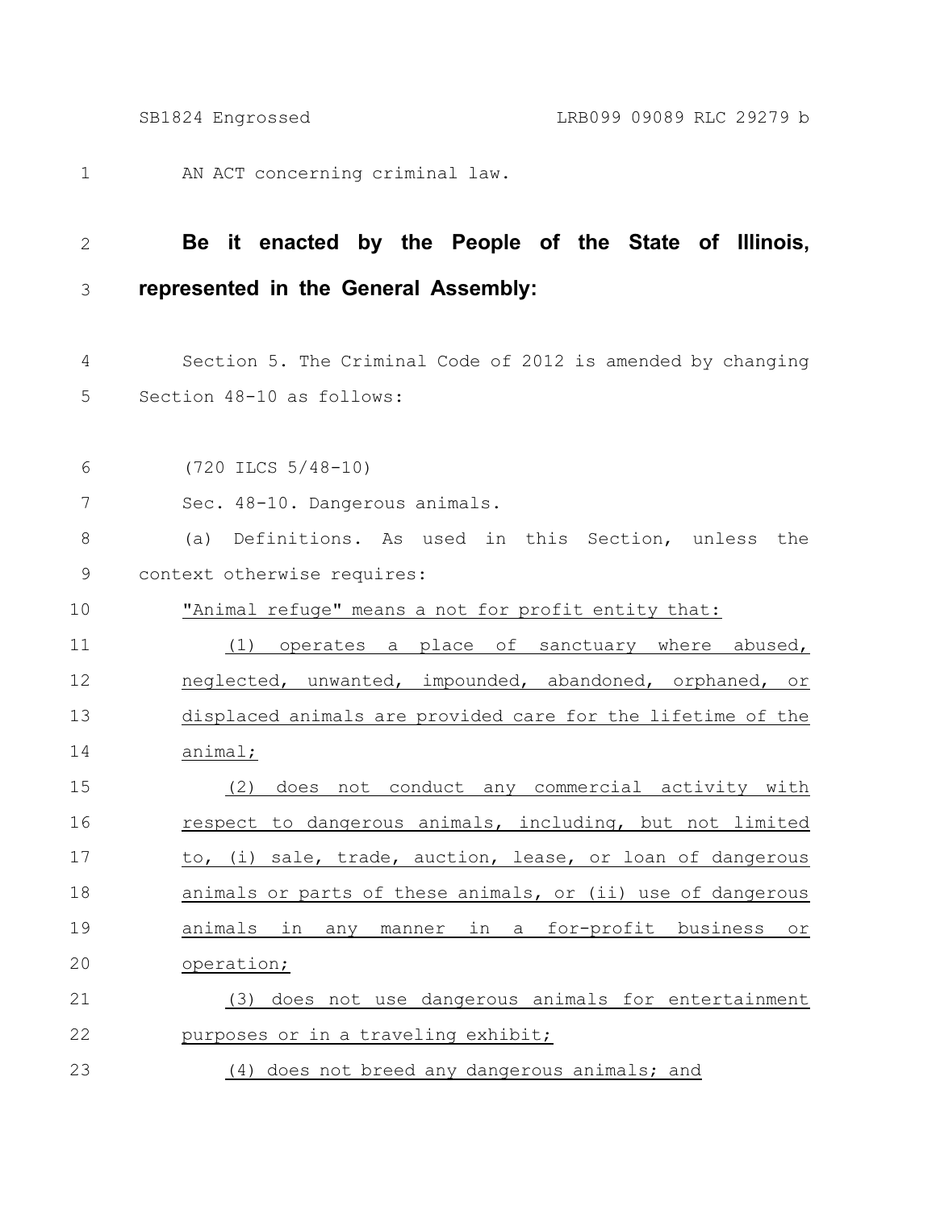AN ACT concerning criminal law.

**Be it enacted by the People of the State of Illinois, represented in the General Assembly:**

Section 5. The Criminal Code of 2012 is amended by changing Section 48-10 as follows:

(720 ILCS 5/48-10)

Sec. 48-10. Dangerous animals.

(a) Definitions. As used in this Section, unless the context otherwise requires:

"Animal refuge" means a not for profit entity that:

(1) operates a place of sanctuary where abused, neglected, unwanted, impounded, abandoned, orphaned, or displaced animals are provided care for the lifetime of the animal;

(2) does not conduct any commercial activity with respect to dangerous animals, including, but not limited to, (i) sale, trade, auction, lease, or loan of dangerous animals or parts of these animals, or (ii) use of dangerous animals in any manner in a for-profit business or operation;

(3) does not use dangerous animals for entertainment purposes or in a traveling exhibit;

(4) does not breed any dangerous animals; and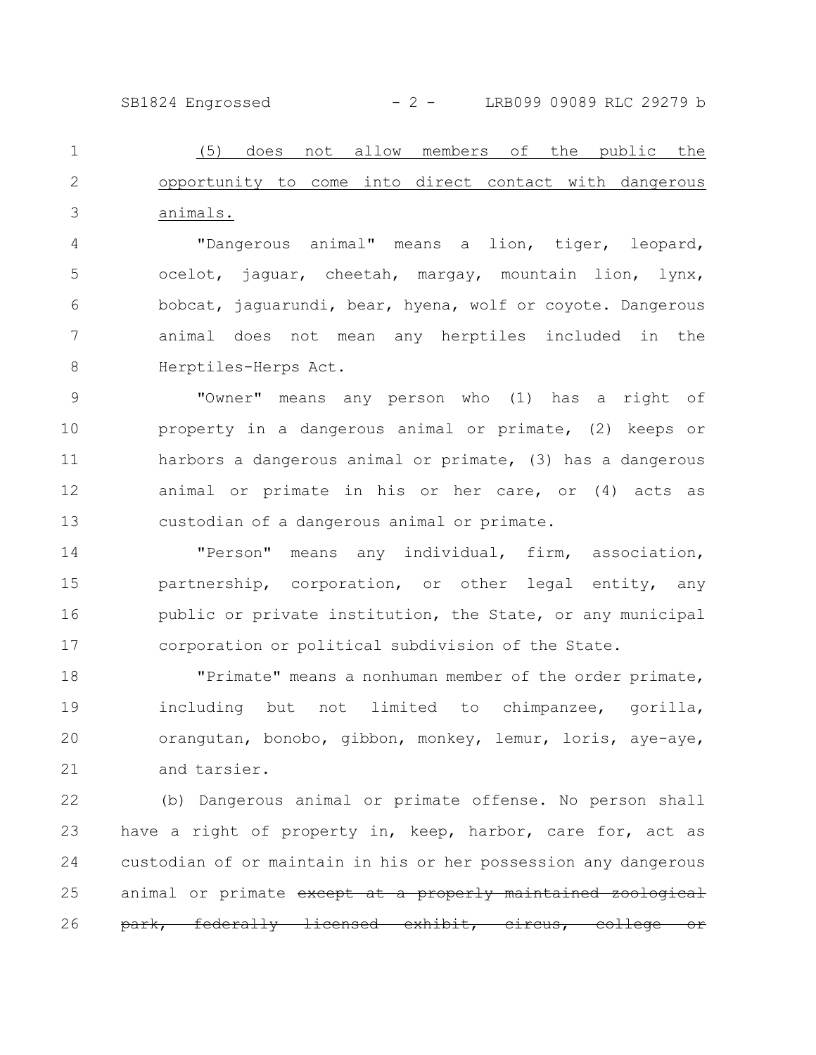(5) does not allow members of the public the opportunity to come into direct contact with dangerous animals.

"Dangerous animal" means a lion, tiger, leopard, ocelot, jaguar, cheetah, margay, mountain lion, lynx, bobcat, jaguarundi, bear, hyena, wolf or coyote. Dangerous animal does not mean any herptiles included in the Herptiles-Herps Act.

"Owner" means any person who (1) has a right of property in a dangerous animal or primate, (2) keeps or harbors a dangerous animal or primate, (3) has a dangerous animal or primate in his or her care, or (4) acts as custodian of a dangerous animal or primate.

"Person" means any individual, firm, association, partnership, corporation, or other legal entity, any public or private institution, the State, or any municipal corporation or political subdivision of the State.

"Primate" means a nonhuman member of the order primate, including but not limited to chimpanzee, gorilla, orangutan, bonobo, gibbon, monkey, lemur, loris, aye-aye, and tarsier.

(b) Dangerous animal or primate offense. No person shall have a right of property in, keep, harbor, care for, act as custodian of or maintain in his or her possession any dangerous animal or primate ~~except at a properly maintained zoological park, federally licensed exhibit, circus, college or~~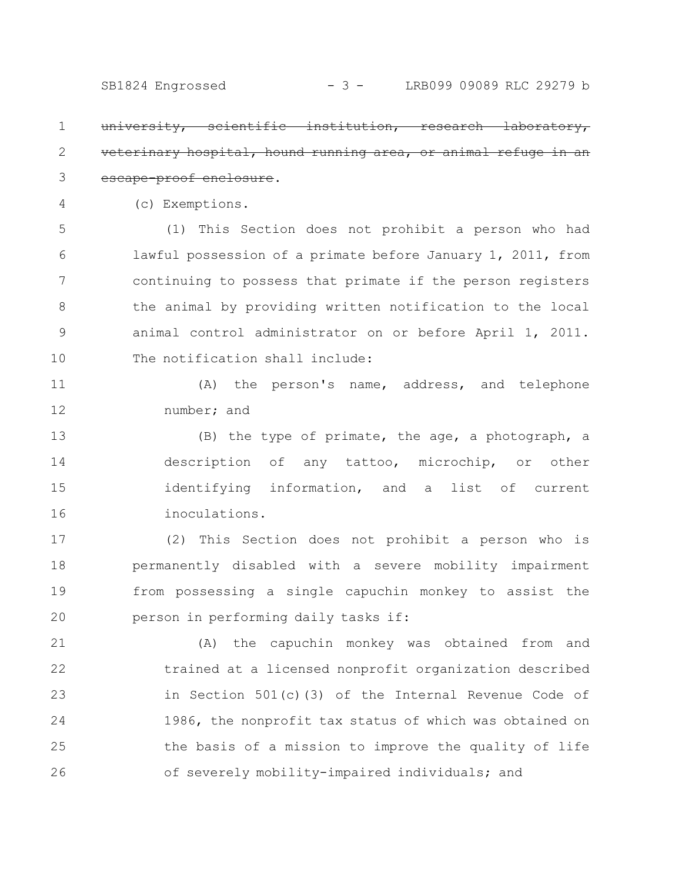~~university, scientific institution, research laboratory, veterinary hospital, hound running area, or animal refuge in an escape-proof enclosure~~.

(c) Exemptions.

(1) This Section does not prohibit a person who had lawful possession of a primate before January 1, 2011, from continuing to possess that primate if the person registers the animal by providing written notification to the local animal control administrator on or before April 1, 2011. The notification shall include:

(A) the person's name, address, and telephone number; and

(B) the type of primate, the age, a photograph, a description of any tattoo, microchip, or other identifying information, and a list of current inoculations.

(2) This Section does not prohibit a person who is permanently disabled with a severe mobility impairment from possessing a single capuchin monkey to assist the person in performing daily tasks if:

(A) the capuchin monkey was obtained from and trained at a licensed nonprofit organization described in Section 501(c)(3) of the Internal Revenue Code of 1986, the nonprofit tax status of which was obtained on the basis of a mission to improve the quality of life of severely mobility-impaired individuals; and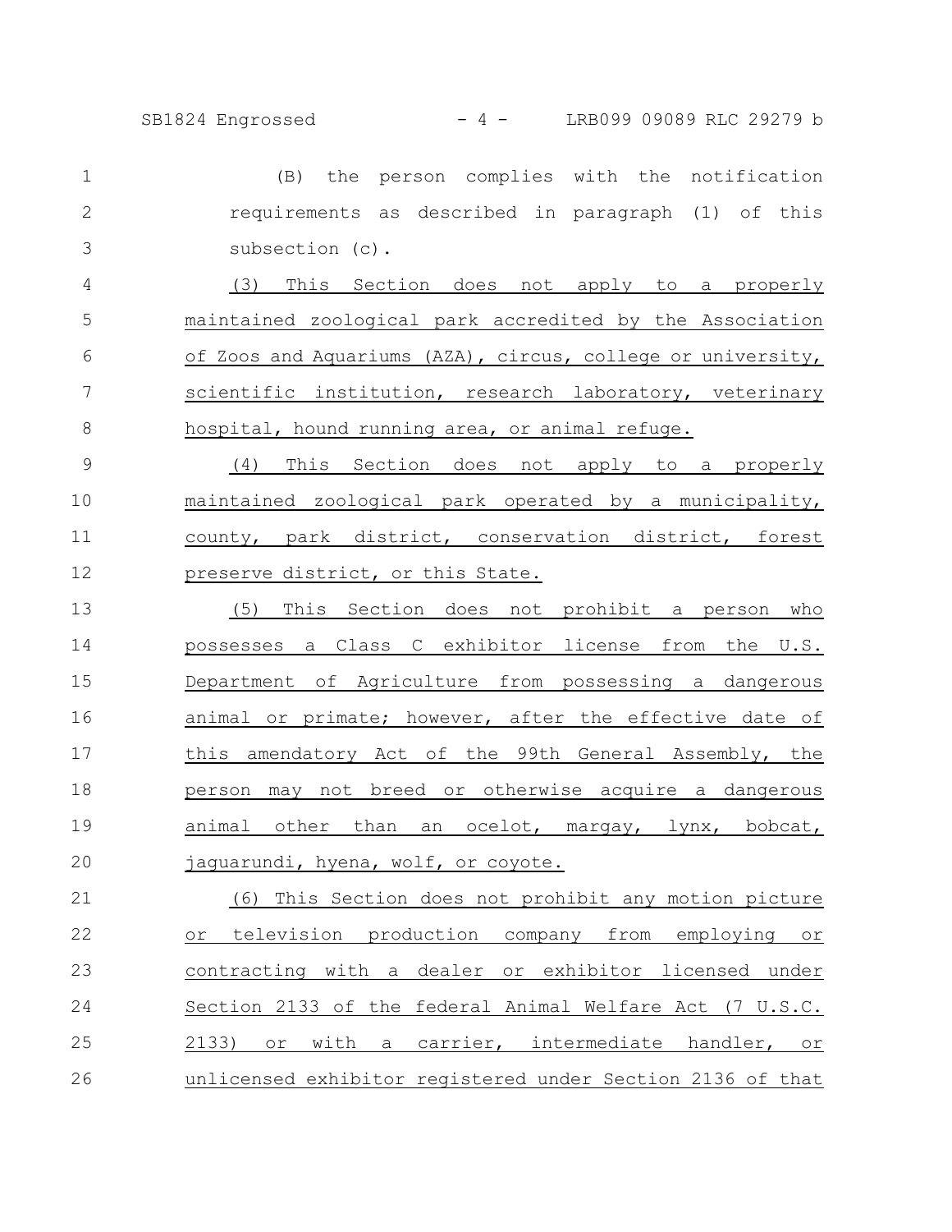(B) the person complies with the notification requirements as described in paragraph (1) of this subsection (c).

(3) This Section does not apply to a properly maintained zoological park accredited by the Association of Zoos and Aquariums (AZA), circus, college or university, scientific institution, research laboratory, veterinary hospital, hound running area, or animal refuge.

(4) This Section does not apply to a properly maintained zoological park operated by a municipality, county, park district, conservation district, forest preserve district, or this State.

(5) This Section does not prohibit a person who possesses a Class C exhibitor license from the U.S. Department of Agriculture from possessing a dangerous animal or primate; however, after the effective date of this amendatory Act of the 99th General Assembly, the person may not breed or otherwise acquire a dangerous animal other than an ocelot, margay, lynx, bobcat, jaguarundi, hyena, wolf, or coyote.

(6) This Section does not prohibit any motion picture or television production company from employing or contracting with a dealer or exhibitor licensed under Section 2133 of the federal Animal Welfare Act (7 U.S.C. 2133) or with a carrier, intermediate handler, or unlicensed exhibitor registered under Section 2136 of that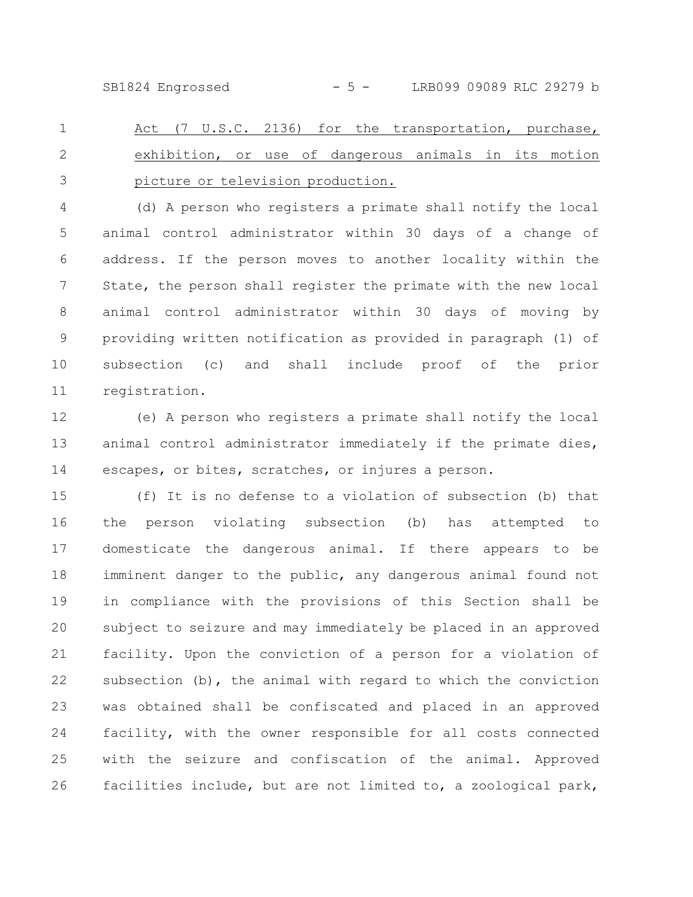Act (7 U.S.C. 2136) for the transportation, purchase, exhibition, or use of dangerous animals in its motion picture or television production.

(d) A person who registers a primate shall notify the local animal control administrator within 30 days of a change of address. If the person moves to another locality within the State, the person shall register the primate with the new local animal control administrator within 30 days of moving by providing written notification as provided in paragraph (1) of subsection (c) and shall include proof of the prior registration.

(e) A person who registers a primate shall notify the local animal control administrator immediately if the primate dies, escapes, or bites, scratches, or injures a person.

(f) It is no defense to a violation of subsection (b) that the person violating subsection (b) has attempted to domesticate the dangerous animal. If there appears to be imminent danger to the public, any dangerous animal found not in compliance with the provisions of this Section shall be subject to seizure and may immediately be placed in an approved facility. Upon the conviction of a person for a violation of subsection (b), the animal with regard to which the conviction was obtained shall be confiscated and placed in an approved facility, with the owner responsible for all costs connected with the seizure and confiscation of the animal. Approved facilities include, but are not limited to, a zoological park,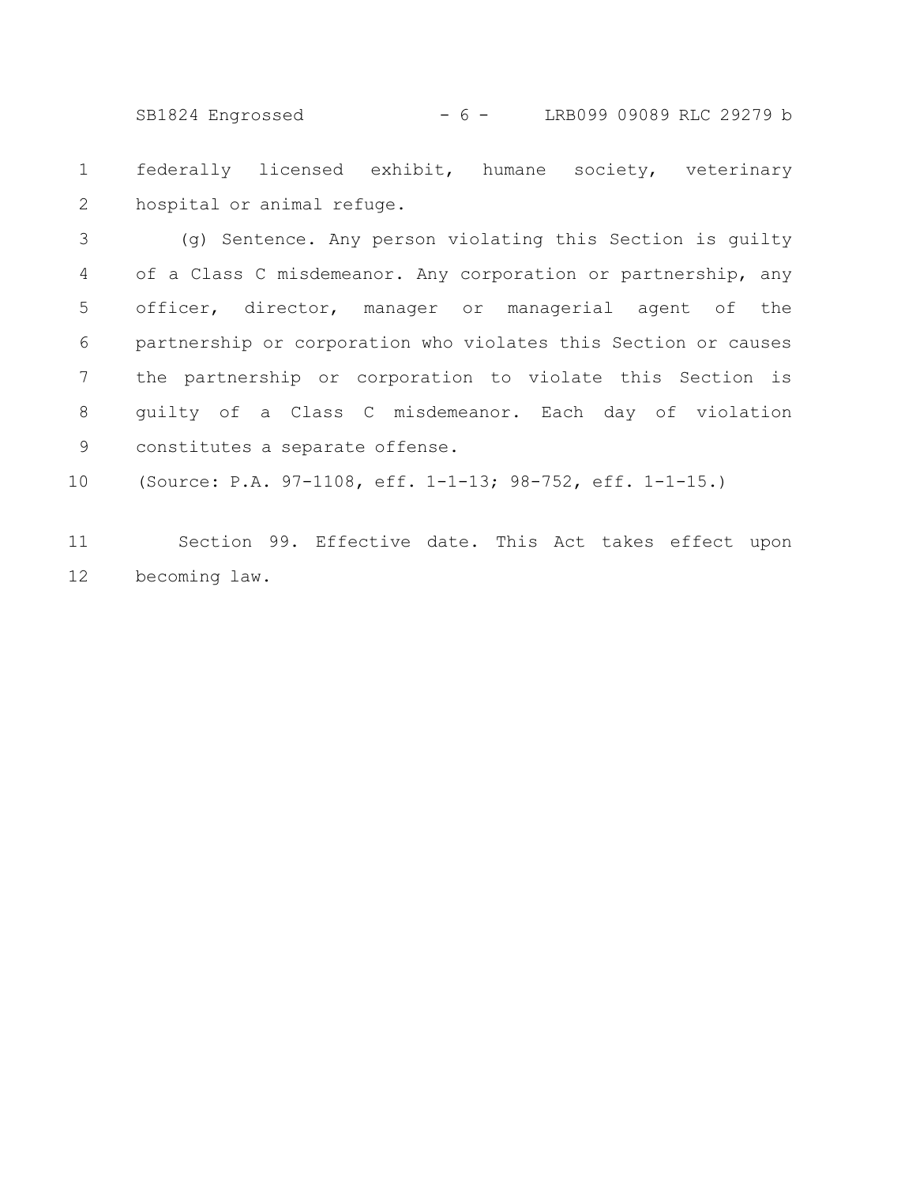federally licensed exhibit, humane society, veterinary hospital or animal refuge.

(g) Sentence. Any person violating this Section is guilty of a Class C misdemeanor. Any corporation or partnership, any officer, director, manager or managerial agent of the partnership or corporation who violates this Section or causes the partnership or corporation to violate this Section is guilty of a Class C misdemeanor. Each day of violation constitutes a separate offense.

(Source: P.A. 97-1108, eff. 1-1-13; 98-752, eff. 1-1-15.)

Section 99. Effective date. This Act takes effect upon becoming law.